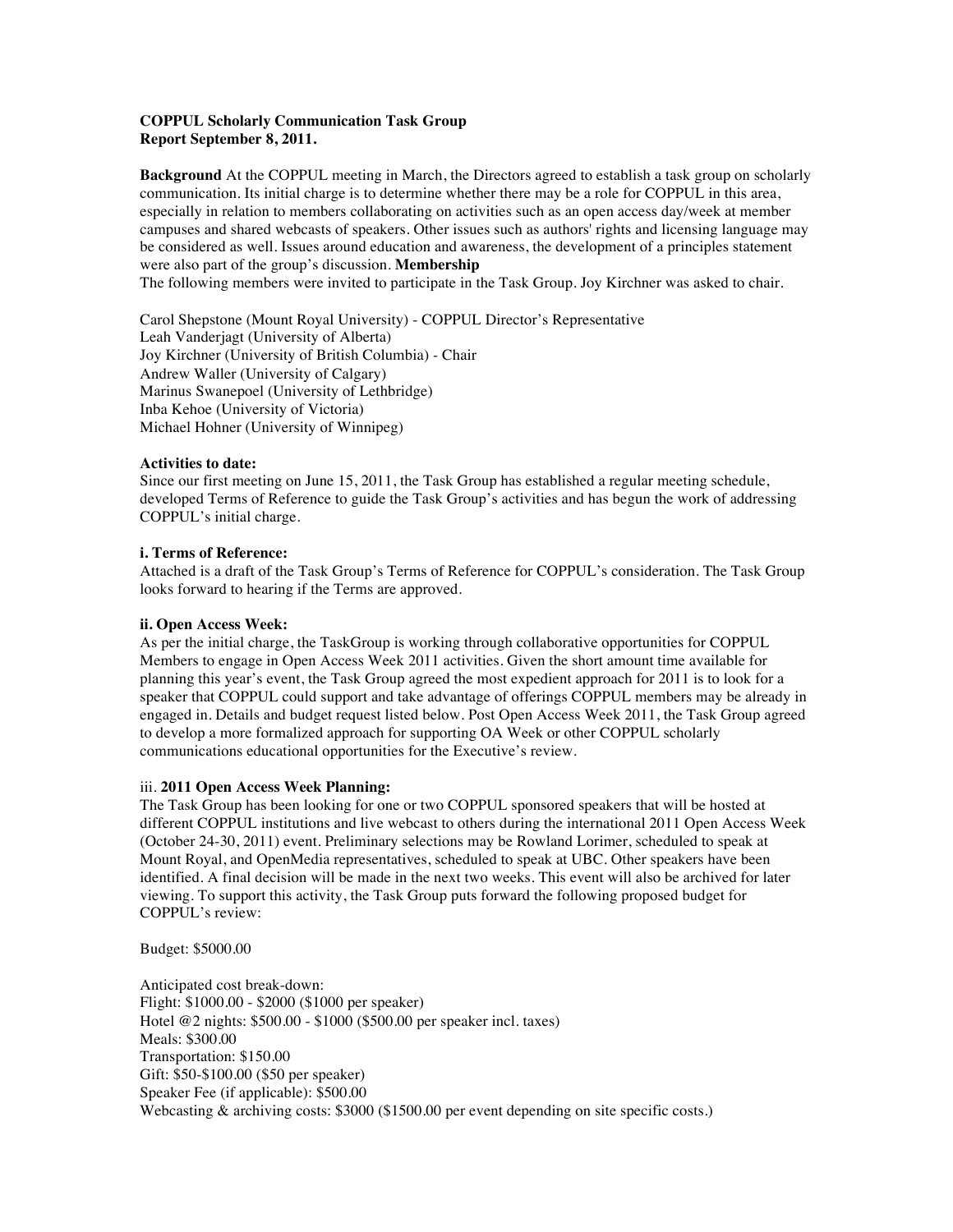**COPPUL Scholarly Communication Task Group**
**Report September 8, 2011.**

**Background** At the COPPUL meeting in March, the Directors agreed to establish a task group on scholarly communication. Its initial charge is to determine whether there may be a role for COPPUL in this area, especially in relation to members collaborating on activities such as an open access day/week at member campuses and shared webcasts of speakers. Other issues such as authors' rights and licensing language may be considered as well. Issues around education and awareness, the development of a principles statement were also part of the group's discussion. **Membership**

The following members were invited to participate in the Task Group. Joy Kirchner was asked to chair.

Carol Shepstone (Mount Royal University) - COPPUL Director's Representative
Leah Vanderjagt (University of Alberta)
Joy Kirchner (University of British Columbia) - Chair
Andrew Waller (University of Calgary)
Marinus Swanepoel (University of Lethbridge)
Inba Kehoe (University of Victoria)
Michael Hohner (University of Winnipeg)

**Activities to date:**

Since our first meeting on June 15, 2011, the Task Group has established a regular meeting schedule, developed Terms of Reference to guide the Task Group's activities and has begun the work of addressing COPPUL's initial charge.

**i. Terms of Reference:**

Attached is a draft of the Task Group's Terms of Reference for COPPUL's consideration. The Task Group looks forward to hearing if the Terms are approved.

**ii. Open Access Week:**

As per the initial charge, the TaskGroup is working through collaborative opportunities for COPPUL Members to engage in Open Access Week 2011 activities. Given the short amount time available for planning this year's event, the Task Group agreed the most expedient approach for 2011 is to look for a speaker that COPPUL could support and take advantage of offerings COPPUL members may be already in engaged in. Details and budget request listed below. Post Open Access Week 2011, the Task Group agreed to develop a more formalized approach for supporting OA Week or other COPPUL scholarly communications educational opportunities for the Executive's review.

iii. **2011 Open Access Week Planning:**

The Task Group has been looking for one or two COPPUL sponsored speakers that will be hosted at different COPPUL institutions and live webcast to others during the international 2011 Open Access Week (October 24-30, 2011) event. Preliminary selections may be Rowland Lorimer, scheduled to speak at Mount Royal, and OpenMedia representatives, scheduled to speak at UBC. Other speakers have been identified. A final decision will be made in the next two weeks. This event will also be archived for later viewing. To support this activity, the Task Group puts forward the following proposed budget for COPPUL's review:

Budget: $5000.00

Anticipated cost break-down:
Flight: $1000.00 - $2000 ($1000 per speaker)
Hotel @2 nights: $500.00 - $1000 ($500.00 per speaker incl. taxes)
Meals: $300.00
Transportation: $150.00
Gift: $50-$100.00 ($50 per speaker)
Speaker Fee (if applicable): $500.00
Webcasting & archiving costs: $3000 ($1500.00 per event depending on site specific costs.)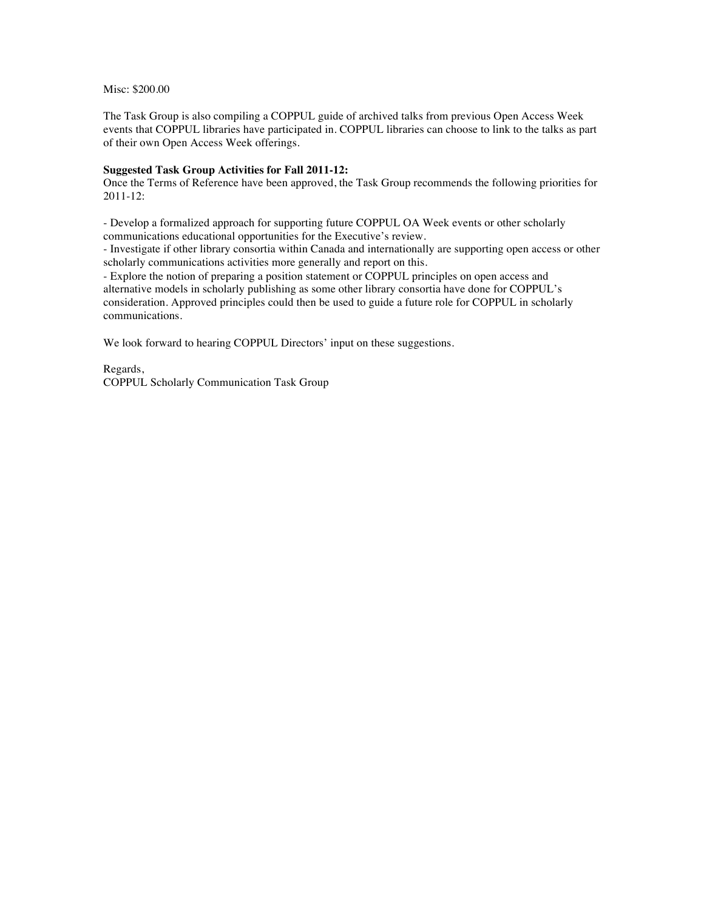Misc: $200.00

The Task Group is also compiling a COPPUL guide of archived talks from previous Open Access Week events that COPPUL libraries have participated in. COPPUL libraries can choose to link to the talks as part of their own Open Access Week offerings.

**Suggested Task Group Activities for Fall 2011-12:**

Once the Terms of Reference have been approved, the Task Group recommends the following priorities for 2011-12:

- Develop a formalized approach for supporting future COPPUL OA Week events or other scholarly communications educational opportunities for the Executive's review.
- Investigate if other library consortia within Canada and internationally are supporting open access or other scholarly communications activities more generally and report on this.
- Explore the notion of preparing a position statement or COPPUL principles on open access and alternative models in scholarly publishing as some other library consortia have done for COPPUL's consideration. Approved principles could then be used to guide a future role for COPPUL in scholarly communications.

We look forward to hearing COPPUL Directors' input on these suggestions.

Regards,
COPPUL Scholarly Communication Task Group